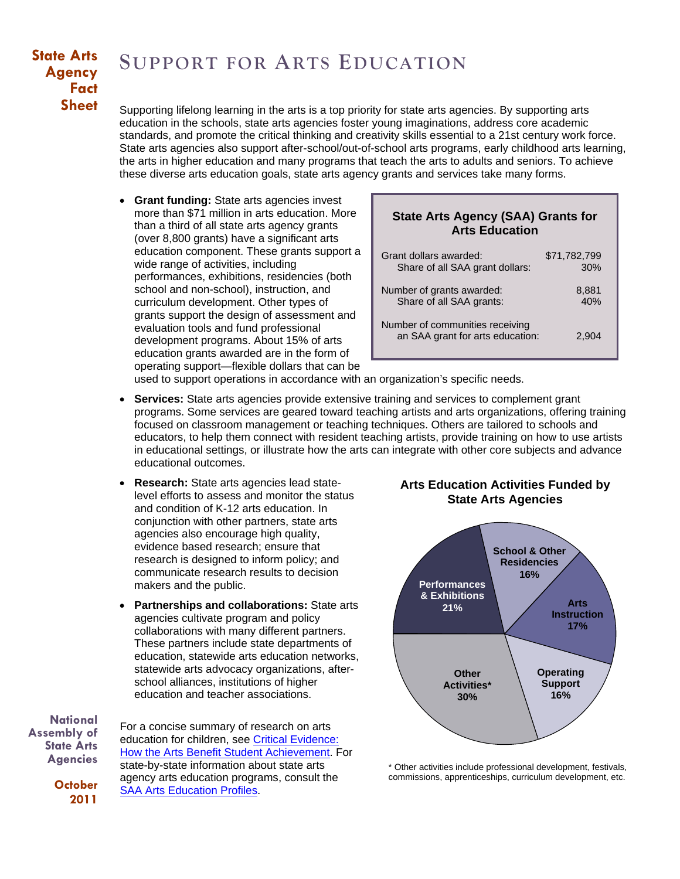**State Arts Agency Fact Sheet**

# SUPPORT FOR ARTS EDUCATION

Supporting lifelong learning in the arts is a top priority for state arts agencies. By supporting arts education in the schools, state arts agencies foster young imaginations, address core academic standards, and promote the critical thinking and creativity skills essential to a 21st century work force. State arts agencies also support after-school/out-of-school arts programs, early childhood arts learning, the arts in higher education and many programs that teach the arts to adults and seniors. To achieve these diverse arts education goals, state arts agency grants and services take many forms.

- **Grant funding:** State arts agencies invest more than $71 million in arts education. More than a third of all state arts agency grants (over 8,800 grants) have a significant arts education component. These grants support a wide range of activities, including performances, exhibitions, residencies (both school and non-school), instruction, and curriculum development. Other types of grants support the design of assessment and evaluation tools and fund professional development programs. About 15% of arts education grants awarded are in the form of operating support—flexible dollars that can be used to support operations in accordance with an organization's specific needs.

**State Arts Agency (SAA) Grants for Arts Education**

| | |
|---|---|
| Grant dollars awarded: | $71,782,799 |
| Share of all SAA grant dollars: | 30% |
| Number of grants awarded: | 8,881 |
| Share of all SAA grants: | 40% |
| Number of communities receiving an SAA grant for arts education: | 2,904 |

- **Services:** State arts agencies provide extensive training and services to complement grant programs. Some services are geared toward teaching artists and arts organizations, offering training focused on classroom management or teaching techniques. Others are tailored to schools and educators, to help them connect with resident teaching artists, provide training on how to use artists in educational settings, or illustrate how the arts can integrate with other core subjects and advance educational outcomes.

- **Research:** State arts agencies lead state-level efforts to assess and monitor the status and condition of K-12 arts education. In conjunction with other partners, state arts agencies also encourage high quality, evidence based research; ensure that research is designed to inform policy; and communicate research results to decision makers and the public.

- **Partnerships and collaborations:** State arts agencies cultivate program and policy collaborations with many different partners. These partners include state departments of education, statewide arts education networks, statewide arts advocacy organizations, after-school alliances, institutions of higher education and teacher associations.

**Arts Education Activities Funded by State Arts Agencies**

| Activity | Share |
|---|---|
| Performances & Exhibitions | 21% |
| School & Other Residencies | 16% |
| Arts Instruction | 17% |
| Operating Support | 16% |
| Other Activities* | 30% |

\* Other activities include professional development, festivals, commissions, apprenticeships, curriculum development, etc.

For a concise summary of research on arts education for children, see [Critical Evidence: How the Arts Benefit Student Achievement](). For state-by-state information about state arts agency arts education programs, consult the [SAA Arts Education Profiles]().

National Assembly of State Arts Agencies

October 2011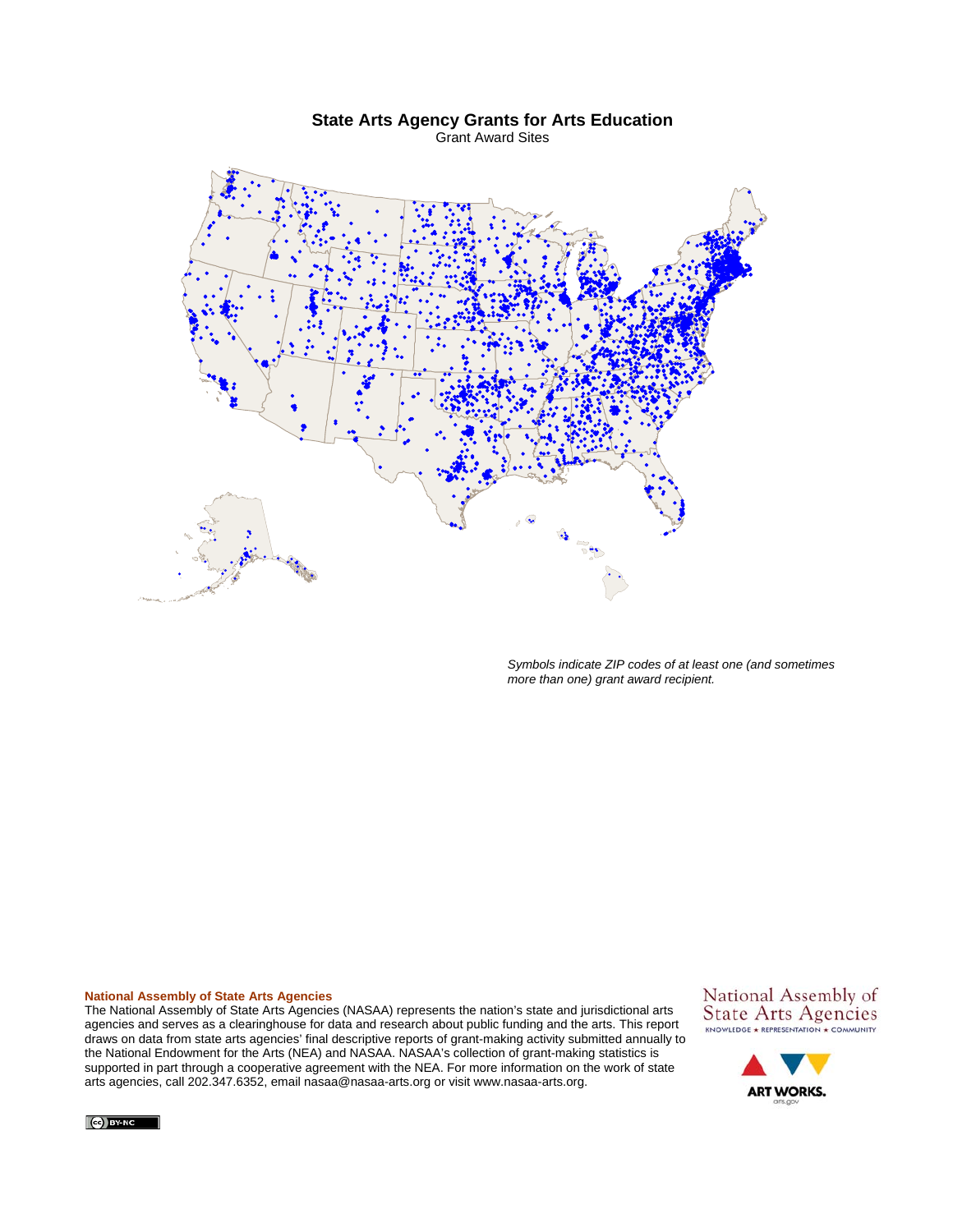# State Arts Agency Grants for Arts Education

Grant Award Sites

*Symbols indicate ZIP codes of at least one (and sometimes more than one) grant award recipient.*

**National Assembly of State Arts Agencies**

The National Assembly of State Arts Agencies (NASAA) represents the nation's state and jurisdictional arts agencies and serves as a clearinghouse for data and research about public funding and the arts. This report draws on data from state arts agencies' final descriptive reports of grant-making activity submitted annually to the National Endowment for the Arts (NEA) and NASAA. NASAA's collection of grant-making statistics is supported in part through a cooperative agreement with the NEA. For more information on the work of state arts agencies, call 202.347.6352, email nasaa@nasaa-arts.org or visit www.nasaa-arts.org.

National Assembly of State Arts Agencies

KNOWLEDGE ★ REPRESENTATION ★ COMMUNITY

ART WORKS.

arts.gov

BY-NC